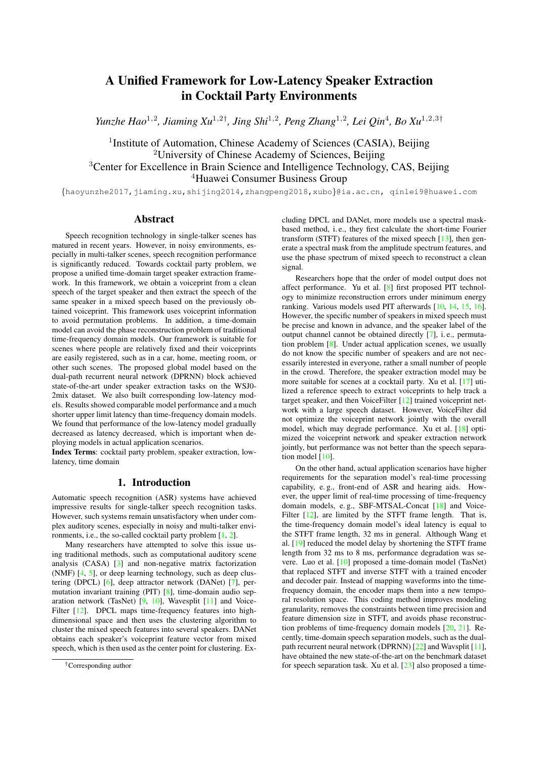# A Unified Framework for Low-Latency Speaker Extraction in Cocktail Party Environments

*Yunzhe Hao*[1,2], *Jiaming Xu*[1,2†], *Jing Shi*[1,2], *Peng Zhang*[1,2], *Lei Qin*[4], *Bo Xu*[1,2,3†]

[1]Institute of Automation, Chinese Academy of Sciences (CASIA), Beijing
[2]University of Chinese Academy of Sciences, Beijing
[3]Center for Excellence in Brain Science and Intelligence Technology, CAS, Beijing
[4]Huawei Consumer Business Group

{haoyunzhe2017,jiaming.xu,shijing2014,zhangpeng2018,xubo}@ia.ac.cn, qinlei9@huawei.com

## Abstract

Speech recognition technology in single-talker scenes has matured in recent years. However, in noisy environments, especially in multi-talker scenes, speech recognition performance is significantly reduced. Towards cocktail party problem, we propose a unified time-domain target speaker extraction framework. In this framework, we obtain a voiceprint from a clean speech of the target speaker and then extract the speech of the same speaker in a mixed speech based on the previously obtained voiceprint. This framework uses voiceprint information to avoid permutation problems. In addition, a time-domain model can avoid the phase reconstruction problem of traditional time-frequency domain models. Our framework is suitable for scenes where people are relatively fixed and their voiceprints are easily registered, such as in a car, home, meeting room, or other such scenes. The proposed global model based on the dual-path recurrent neural network (DPRNN) block achieved state-of-the-art under speaker extraction tasks on the WSJ0-2mix dataset. We also built corresponding low-latency models. Results showed comparable model performance and a much shorter upper limit latency than time-frequency domain models. We found that performance of the low-latency model gradually decreased as latency decreased, which is important when deploying models in actual application scenarios.

**Index Terms**: cocktail party problem, speaker extraction, low-latency, time domain

## 1. Introduction

Automatic speech recognition (ASR) systems have achieved impressive results for single-talker speech recognition tasks. However, such systems remain unsatisfactory when under complex auditory scenes, especially in noisy and multi-talker environments, i.e., the so-called cocktail party problem [1, 2].

Many researchers have attempted to solve this issue using traditional methods, such as computational auditory scene analysis (CASA) [3] and non-negative matrix factorization (NMF) [4, 5], or deep learning technology, such as deep clustering (DPCL) [6], deep attractor network (DANet) [7], permutation invariant training (PIT) [8], time-domain audio separation network (TasNet) [9, 10], Wavesplit [11] and VoiceFilter [12]. DPCL maps time-frequency features into high-dimensional space and then uses the clustering algorithm to cluster the mixed speech features into several speakers. DANet obtains each speaker's voiceprint feature vector from mixed speech, which is then used as the center point for clustering. Excluding DPCL and DANet, more models use a spectral mask-based method, i. e., they first calculate the short-time Fourier transform (STFT) features of the mixed speech [13], then generate a spectral mask from the amplitude spectrum features, and use the phase spectrum of mixed speech to reconstruct a clean signal.

Researchers hope that the order of model output does not affect performance. Yu et al. [8] first proposed PIT technology to minimize reconstruction errors under minimum energy ranking. Various models used PIT afterwards [10, 14, 15, 16]. However, the specific number of speakers in mixed speech must be precise and known in advance, and the speaker label of the output channel cannot be obtained directly [7], i. e., permutation problem [8]. Under actual application scenes, we usually do not know the specific number of speakers and are not necessarily interested in everyone, rather a small number of people in the crowd. Therefore, the speaker extraction model may be more suitable for scenes at a cocktail party. Xu et al. [17] utilized a reference speech to extract voiceprints to help track a target speaker, and then VoiceFilter [12] trained voiceprint network with a large speech dataset. However, VoiceFilter did not optimize the voiceprint network jointly with the overall model, which may degrade performance. Xu et al. [18] optimized the voiceprint network and speaker extraction network jointly, but performance was not better than the speech separation model [10].

On the other hand, actual application scenarios have higher requirements for the separation model's real-time processing capability, e. g., front-end of ASR and hearing aids. However, the upper limit of real-time processing of time-frequency domain models, e. g., SBF-MTSAL-Concat [18] and VoiceFilter [12], are limited by the STFT frame length. That is, the time-frequency domain model's ideal latency is equal to the STFT frame length, 32 ms in general. Although Wang et al. [19] reduced the model delay by shortening the STFT frame length from 32 ms to 8 ms, performance degradation was severe. Luo et al. [10] proposed a time-domain model (TasNet) that replaced STFT and inverse STFT with a trained encoder and decoder pair. Instead of mapping waveforms into the time-frequency domain, the encoder maps them into a new temporal resolution space. This coding method improves modeling granularity, removes the constraints between time precision and feature dimension size in STFT, and avoids phase reconstruction problems of time-frequency domain models [20, 21]. Recently, time-domain speech separation models, such as the dual-path recurrent neural network (DPRNN) [22] and Wavsplit [11], have obtained the new state-of-the-art on the benchmark dataset for speech separation task. Xu et al. [23] also proposed a time-

†Corresponding author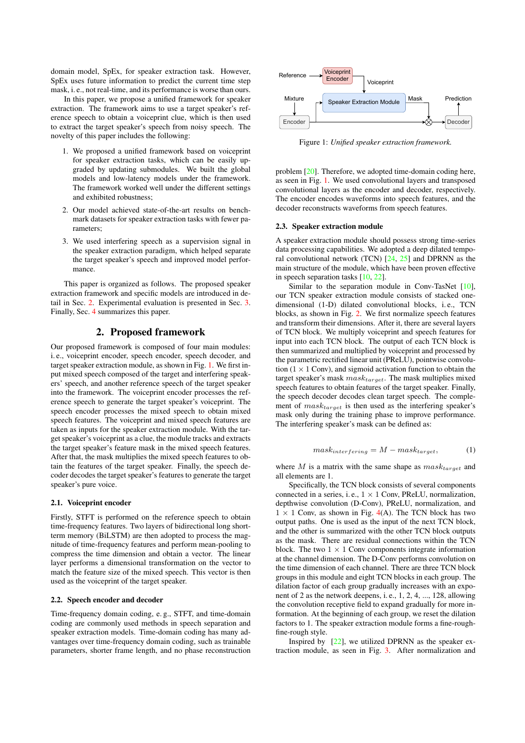domain model, SpEx, for speaker extraction task. However, SpEx uses future information to predict the current time step mask, i. e., not real-time, and its performance is worse than ours.

In this paper, we propose a unified framework for speaker extraction. The framework aims to use a target speaker's reference speech to obtain a voiceprint clue, which is then used to extract the target speaker's speech from noisy speech. The novelty of this paper includes the following:

1. We proposed a unified framework based on voiceprint for speaker extraction tasks, which can be easily upgraded by updating submodules. We built the global models and low-latency models under the framework. The framework worked well under the different settings and exhibited robustness;
2. Our model achieved state-of-the-art results on benchmark datasets for speaker extraction tasks with fewer parameters;
3. We used interfering speech as a supervision signal in the speaker extraction paradigm, which helped separate the target speaker's speech and improved model performance.

This paper is organized as follows. The proposed speaker extraction framework and specific models are introduced in detail in Sec. 2. Experimental evaluation is presented in Sec. 3. Finally, Sec. 4 summarizes this paper.

## 2. Proposed framework

Our proposed framework is composed of four main modules: i. e., voiceprint encoder, speech encoder, speech decoder, and target speaker extraction module, as shown in Fig. 1. We first input mixed speech composed of the target and interfering speakers' speech, and another reference speech of the target speaker into the framework. The voiceprint encoder processes the reference speech to generate the target speaker's voiceprint. The speech encoder processes the mixed speech to obtain mixed speech features. The voiceprint and mixed speech features are taken as inputs for the speaker extraction module. With the target speaker's voiceprint as a clue, the module tracks and extracts the target speaker's feature mask in the mixed speech features. After that, the mask multiplies the mixed speech features to obtain the features of the target speaker. Finally, the speech decoder decodes the target speaker's features to generate the target speaker's pure voice.

### 2.1. Voiceprint encoder

Firstly, STFT is performed on the reference speech to obtain time-frequency features. Two layers of bidirectional long short-term memory (BiLSTM) are then adopted to process the magnitude of time-frequency features and perform mean-pooling to compress the time dimension and obtain a vector. The linear layer performs a dimensional transformation on the vector to match the feature size of the mixed speech. This vector is then used as the voiceprint of the target speaker.

### 2.2. Speech encoder and decoder

Time-frequency domain coding, e. g., STFT, and time-domain coding are commonly used methods in speech separation and speaker extraction models. Time-domain coding has many advantages over time-frequency domain coding, such as trainable parameters, shorter frame length, and no phase reconstruction problem [20]. Therefore, we adopted time-domain coding here, as seen in Fig. 1. We used convolutional layers and transposed convolutional layers as the encoder and decoder, respectively. The encoder encodes waveforms into speech features, and the decoder reconstructs waveforms from speech features.

Figure 1: *Unified speaker extraction framework.*

### 2.3. Speaker extraction module

A speaker extraction module should possess strong time-series data processing capabilities. We adopted a deep dilated temporal convolutional network (TCN) [24, 25] and DPRNN as the main structure of the module, which have been proven effective in speech separation tasks [10, 22].

Similar to the separation module in Conv-TasNet [10], our TCN speaker extraction module consists of stacked one-dimensional (1-D) dilated convolutional blocks, i. e., TCN blocks, as shown in Fig. 2. We first normalize speech features and transform their dimensions. After it, there are several layers of TCN block. We multiply voiceprint and speech features for input into each TCN block. The output of each TCN block is then summarized and multiplied by voiceprint and processed by the parametric rectified linear unit (PReLU), pointwise convolution ($1 \times 1$ Conv), and sigmoid activation function to obtain the target speaker's mask $mask_{target}$. The mask multiplies mixed speech features to obtain features of the target speaker. Finally, the speech decoder decodes clean target speech. The complement of $mask_{target}$ is then used as the interfering speaker's mask only during the training phase to improve performance. The interfering speaker's mask can be defined as:

$$mask_{interfering} = M - mask_{target}, \tag{1}$$

where $M$ is a matrix with the same shape as $mask_{target}$ and all elements are 1.

Specifically, the TCN block consists of several components connected in a series, i. e., $1 \times 1$ Conv, PReLU, normalization, depthwise convolution (D-Conv), PReLU, normalization, and $1 \times 1$ Conv, as shown in Fig. 4(A). The TCN block has two output paths. One is used as the input of the next TCN block, and the other is summarized with the other TCN block outputs as the mask. There are residual connections within the TCN block. The two $1 \times 1$ Conv components integrate information at the channel dimension. The D-Conv performs convolution on the time dimension of each channel. There are three TCN block groups in this module and eight TCN blocks in each group. The dilation factor of each group gradually increases with an exponent of 2 as the network deepens, i. e., 1, 2, 4, ..., 128, allowing the convolution receptive field to expand gradually for more information. At the beginning of each group, we reset the dilation factors to 1. The speaker extraction module forms a fine-rough-fine-rough style.

Inspired by [22], we utilized DPRNN as the speaker extraction module, as seen in Fig. 3. After normalization and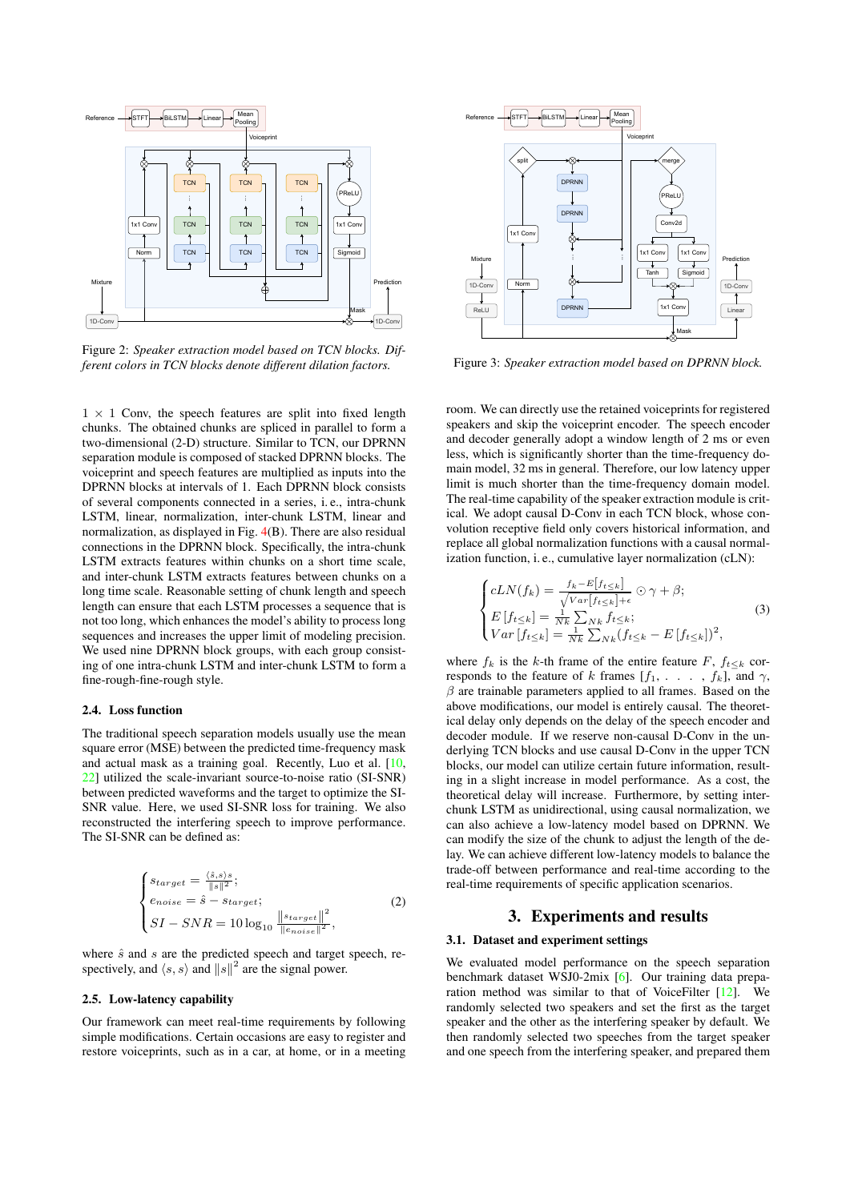Figure 2: *Speaker extraction model based on TCN blocks. Different colors in TCN blocks denote different dilation factors.*

Figure 3: *Speaker extraction model based on DPRNN block.*

$1 \times 1$ Conv, the speech features are split into fixed length chunks. The obtained chunks are spliced in parallel to form a two-dimensional (2-D) structure. Similar to TCN, our DPRNN separation module is composed of stacked DPRNN blocks. The voiceprint and speech features are multiplied as inputs into the DPRNN blocks at intervals of 1. Each DPRNN block consists of several components connected in a series, i. e., intra-chunk LSTM, linear, normalization, inter-chunk LSTM, linear and normalization, as displayed in Fig. 4(B). There are also residual connections in the DPRNN block. Specifically, the intra-chunk LSTM extracts features within chunks on a short time scale, and inter-chunk LSTM extracts features between chunks on a long time scale. Reasonable setting of chunk length and speech length can ensure that each LSTM processes a sequence that is not too long, which enhances the model's ability to process long sequences and increases the upper limit of modeling precision. We used nine DPRNN block groups, with each group consisting of one intra-chunk LSTM and inter-chunk LSTM to form a fine-rough-fine-rough style.

### 2.4. Loss function

The traditional speech separation models usually use the mean square error (MSE) between the predicted time-frequency mask and actual mask as a training goal. Recently, Luo et al. [10, 22] utilized the scale-invariant source-to-noise ratio (SI-SNR) between predicted waveforms and the target to optimize the SI-SNR value. Here, we used SI-SNR loss for training. We also reconstructed the interfering speech to improve performance. The SI-SNR can be defined as:

$$
\begin{cases}
s_{target} = \frac{\langle \hat{s}, s \rangle s}{\|s\|^2}; \\
e_{noise} = \hat{s} - s_{target}; \\
SI-SNR = 10 \log_{10} \frac{\|s_{target}\|^2}{\|e_{noise}\|^2},
\end{cases}
\tag{2}
$$

where $\hat{s}$ and $s$ are the predicted speech and target speech, respectively, and $\langle s, s \rangle$ and $\|s\|^2$ are the signal power.

### 2.5. Low-latency capability

Our framework can meet real-time requirements by following simple modifications. Certain occasions are easy to register and restore voiceprints, such as in a car, at home, or in a meeting room. We can directly use the retained voiceprints for registered speakers and skip the voiceprint encoder. The speech encoder and decoder generally adopt a window length of 2 ms or even less, which is significantly shorter than the time-frequency domain model, 32 ms in general. Therefore, our low latency upper limit is much shorter than the time-frequency domain model. The real-time capability of the speaker extraction module is critical. We adopt causal D-Conv in each TCN block, whose convolution receptive field only covers historical information, and replace all global normalization functions with a causal normalization function, i. e., cumulative layer normalization (cLN):

$$
\begin{cases}
cLN(f_k) = \frac{f_k - E[f_{t \le k}]}{\sqrt{Var[f_{t \le k}] + \epsilon}} \odot \gamma + \beta; \\
E[f_{t \le k}] = \frac{1}{Nk} \sum_{Nk} f_{t \le k}; \\
Var[f_{t \le k}] = \frac{1}{Nk} \sum_{Nk} (f_{t \le k} - E[f_{t \le k}])^2,
\end{cases}
\tag{3}
$$

where $f_k$ is the $k$-th frame of the entire feature $F$, $f_{t \le k}$ corresponds to the feature of $k$ frames $[f_1, \ldots, f_k]$, and $\gamma$, $\beta$ are trainable parameters applied to all frames. Based on the above modifications, our model is entirely causal. The theoretical delay only depends on the delay of the speech encoder and decoder module. If we reserve non-causal D-Conv in the underlying TCN blocks and use causal D-Conv in the upper TCN blocks, our model can utilize certain future information, resulting in a slight increase in model performance. As a cost, the theoretical delay will increase. Furthermore, by setting inter-chunk LSTM as unidirectional, using causal normalization, we can also achieve a low-latency model based on DPRNN. We can modify the size of the chunk to adjust the length of the delay. We can achieve different low-latency models to balance the trade-off between performance and real-time according to the real-time requirements of specific application scenarios.

## 3. Experiments and results

### 3.1. Dataset and experiment settings

We evaluated model performance on the speech separation benchmark dataset WSJ0-2mix [6]. Our training data preparation method was similar to that of VoiceFilter [12]. We randomly selected two speakers and set the first as the target speaker and the other as the interfering speaker by default. We then randomly selected two speeches from the target speaker and one speech from the interfering speaker, and prepared them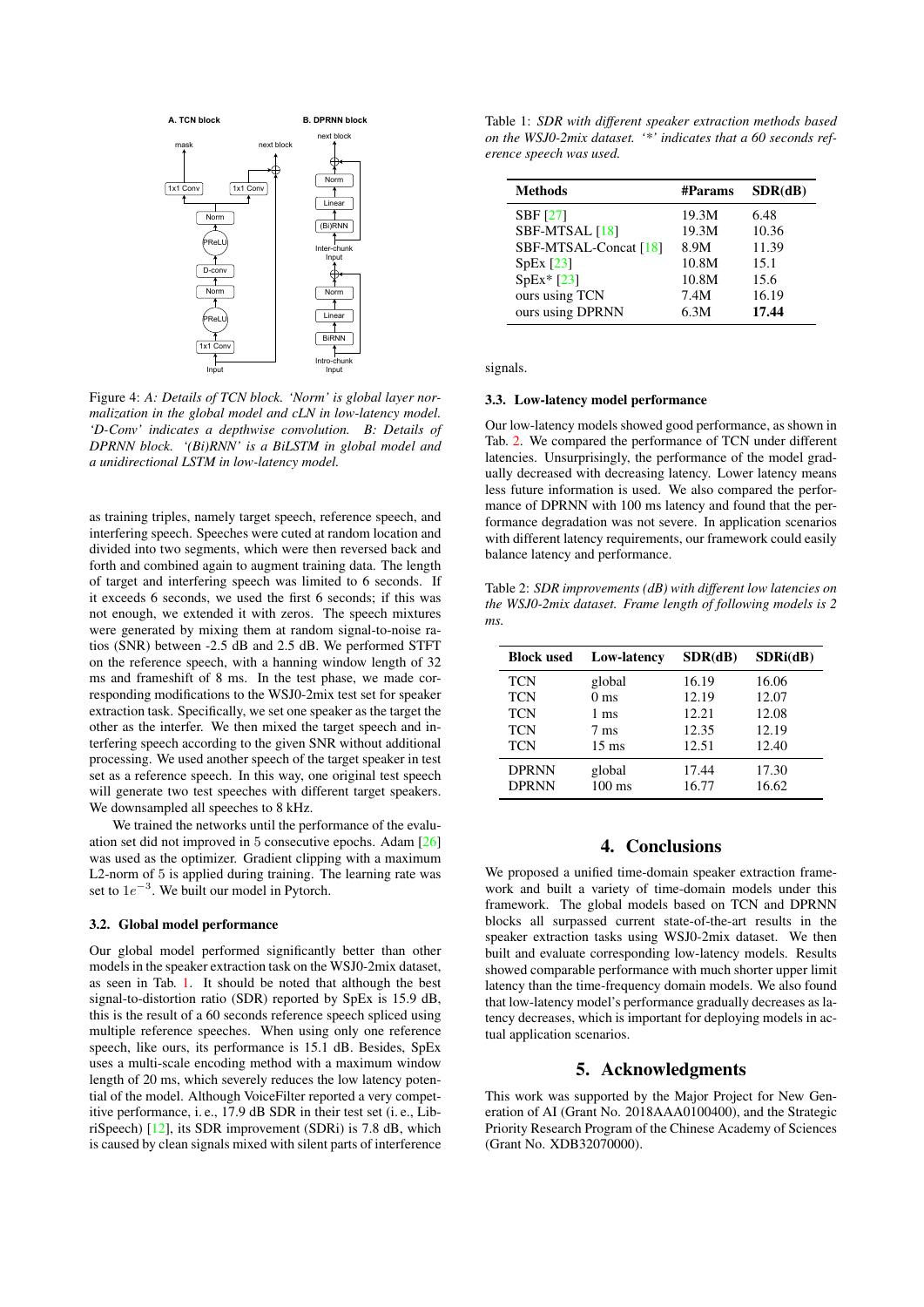Figure 4: *A: Details of TCN block. 'Norm' is global layer normalization in the global model and cLN in low-latency model. 'D-Conv' indicates a depthwise convolution. B: Details of DPRNN block. '(Bi)RNN' is a BiLSTM in global model and a unidirectional LSTM in low-latency model.*

as training triples, namely target speech, reference speech, and interfering speech. Speeches were cuted at random location and divided into two segments, which were then reversed back and forth and combined again to augment training data. The length of target and interfering speech was limited to 6 seconds. If it exceeds 6 seconds, we used the first 6 seconds; if this was not enough, we extended it with zeros. The speech mixtures were generated by mixing them at random signal-to-noise ratios (SNR) between -2.5 dB and 2.5 dB. We performed STFT on the reference speech, with a hanning window length of 32 ms and frameshift of 8 ms. In the test phase, we made corresponding modifications to the WSJ0-2mix test set for speaker extraction task. Specifically, we set one speaker as the target the other as the interfer. We then mixed the target speech and interfering speech according to the given SNR without additional processing. We used another speech of the target speaker in test set as a reference speech. In this way, one original test speech will generate two test speeches with different target speakers. We downsampled all speeches to 8 kHz.

We trained the networks until the performance of the evaluation set did not improved in 5 consecutive epochs. Adam [26] was used as the optimizer. Gradient clipping with a maximum L2-norm of 5 is applied during training. The learning rate was set to $1e^{-3}$. We built our model in Pytorch.

### 3.2. Global model performance

Our global model performed significantly better than other models in the speaker extraction task on the WSJ0-2mix dataset, as seen in Tab. 1. It should be noted that although the best signal-to-distortion ratio (SDR) reported by SpEx is 15.9 dB, this is the result of a 60 seconds reference speech spliced using multiple reference speeches. When using only one reference speech, like ours, its performance is 15.1 dB. Besides, SpEx uses a multi-scale encoding method with a maximum window length of 20 ms, which severely reduces the low latency potential of the model. Although VoiceFilter reported a very competitive performance, i. e., 17.9 dB SDR in their test set (i. e., LibriSpeech) [12], its SDR improvement (SDRi) is 7.8 dB, which is caused by clean signals mixed with silent parts of interference signals.

Table 1: *SDR with different speaker extraction methods based on the WSJ0-2mix dataset. '\*' indicates that a 60 seconds reference speech was used.*

| Methods | #Params | SDR(dB) |
|---|---|---|
| SBF [27] | 19.3M | 6.48 |
| SBF-MTSAL [18] | 19.3M | 10.36 |
| SBF-MTSAL-Concat [18] | 8.9M | 11.39 |
| SpEx [23] | 10.8M | 15.1 |
| SpEx* [23] | 10.8M | 15.6 |
| ours using TCN | 7.4M | 16.19 |
| ours using DPRNN | 6.3M | **17.44** |

### 3.3. Low-latency model performance

Our low-latency models showed good performance, as shown in Tab. 2. We compared the performance of TCN under different latencies. Unsurprisingly, the performance of the model gradually decreased with decreasing latency. Lower latency means less future information is used. We also compared the performance of DPRNN with 100 ms latency and found that the performance degradation was not severe. In application scenarios with different latency requirements, our framework could easily balance latency and performance.

Table 2: *SDR improvements (dB) with different low latencies on the WSJ0-2mix dataset. Frame length of following models is 2 ms.*

| Block used | Low-latency | SDR(dB) | SDRi(dB) |
|---|---|---|---|
| TCN | global | 16.19 | 16.06 |
| TCN | 0 ms | 12.19 | 12.07 |
| TCN | 1 ms | 12.21 | 12.08 |
| TCN | 7 ms | 12.35 | 12.19 |
| TCN | 15 ms | 12.51 | 12.40 |
| DPRNN | global | 17.44 | 17.30 |
| DPRNN | 100 ms | 16.77 | 16.62 |

## 4. Conclusions

We proposed a unified time-domain speaker extraction framework and built a variety of time-domain models under this framework. The global models based on TCN and DPRNN blocks all surpassed current state-of-the-art results in the speaker extraction tasks using WSJ0-2mix dataset. We then built and evaluate corresponding low-latency models. Results showed comparable performance with much shorter upper limit latency than the time-frequency domain models. We also found that low-latency model's performance gradually decreases as latency decreases, which is important for deploying models in actual application scenarios.

## 5. Acknowledgments

This work was supported by the Major Project for New Generation of AI (Grant No. 2018AAA0100400), and the Strategic Priority Research Program of the Chinese Academy of Sciences (Grant No. XDB32070000).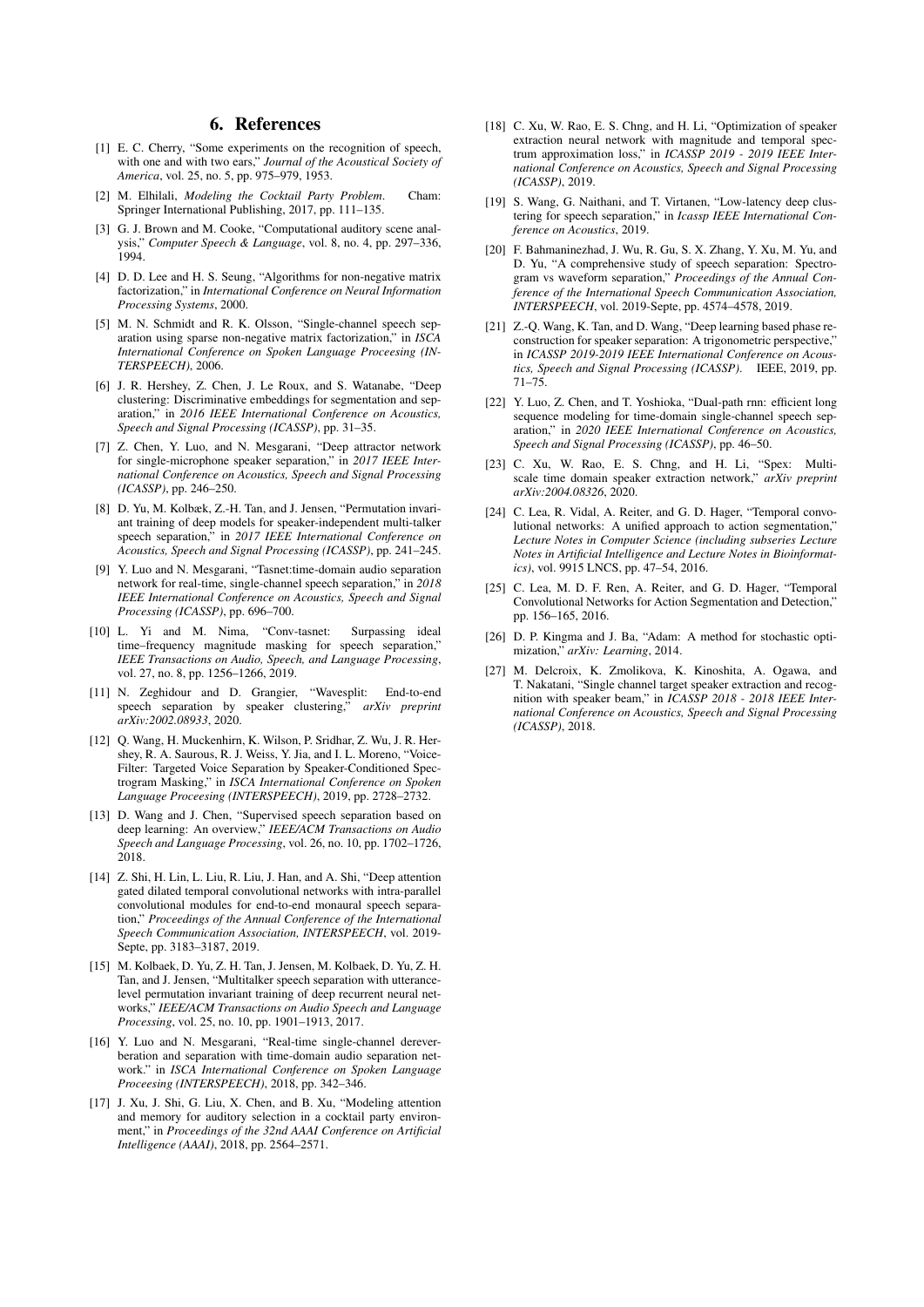# 6. References

[1] E. C. Cherry, "Some experiments on the recognition of speech, with one and with two ears," *Journal of the Acoustical Society of America*, vol. 25, no. 5, pp. 975–979, 1953.

[2] M. Elhilali, *Modeling the Cocktail Party Problem*. Cham: Springer International Publishing, 2017, pp. 111–135.

[3] G. J. Brown and M. Cooke, "Computational auditory scene analysis," *Computer Speech & Language*, vol. 8, no. 4, pp. 297–336, 1994.

[4] D. D. Lee and H. S. Seung, "Algorithms for non-negative matrix factorization," in *International Conference on Neural Information Processing Systems*, 2000.

[5] M. N. Schmidt and R. K. Olsson, "Single-channel speech separation using sparse non-negative matrix factorization," in *ISCA International Conference on Spoken Language Proceesing (INTERSPEECH)*, 2006.

[6] J. R. Hershey, Z. Chen, J. Le Roux, and S. Watanabe, "Deep clustering: Discriminative embeddings for segmentation and separation," in *2016 IEEE International Conference on Acoustics, Speech and Signal Processing (ICASSP)*, pp. 31–35.

[7] Z. Chen, Y. Luo, and N. Mesgarani, "Deep attractor network for single-microphone speaker separation," in *2017 IEEE International Conference on Acoustics, Speech and Signal Processing (ICASSP)*, pp. 246–250.

[8] D. Yu, M. Kolbæk, Z.-H. Tan, and J. Jensen, "Permutation invariant training of deep models for speaker-independent multi-talker speech separation," in *2017 IEEE International Conference on Acoustics, Speech and Signal Processing (ICASSP)*, pp. 241–245.

[9] Y. Luo and N. Mesgarani, "Tasnet:time-domain audio separation network for real-time, single-channel speech separation," in *2018 IEEE International Conference on Acoustics, Speech and Signal Processing (ICASSP)*, pp. 696–700.

[10] L. Yi and M. Nima, "Conv-tasnet: Surpassing ideal time–frequency magnitude masking for speech separation," *IEEE Transactions on Audio, Speech, and Language Processing*, vol. 27, no. 8, pp. 1256–1266, 2019.

[11] N. Zeghidour and D. Grangier, "Wavesplit: End-to-end speech separation by speaker clustering," *arXiv preprint arXiv:2002.08933*, 2020.

[12] Q. Wang, H. Muckenhirn, K. Wilson, P. Sridhar, Z. Wu, J. R. Hershey, R. A. Saurous, R. J. Weiss, Y. Jia, and I. L. Moreno, "VoiceFilter: Targeted Voice Separation by Speaker-Conditioned Spectrogram Masking," in *ISCA International Conference on Spoken Language Proceesing (INTERSPEECH)*, 2019, pp. 2728–2732.

[13] D. Wang and J. Chen, "Supervised speech separation based on deep learning: An overview," *IEEE/ACM Transactions on Audio Speech and Language Processing*, vol. 26, no. 10, pp. 1702–1726, 2018.

[14] Z. Shi, H. Lin, L. Liu, R. Liu, J. Han, and A. Shi, "Deep attention gated dilated temporal convolutional networks with intra-parallel convolutional modules for end-to-end monaural speech separation," *Proceedings of the Annual Conference of the International Speech Communication Association, INTERSPEECH*, vol. 2019-Septe, pp. 3183–3187, 2019.

[15] M. Kolbaek, D. Yu, Z. H. Tan, J. Jensen, M. Kolbaek, D. Yu, Z. H. Tan, and J. Jensen, "Multitalker speech separation with utterance-level permutation invariant training of deep recurrent neural networks," *IEEE/ACM Transactions on Audio Speech and Language Processing*, vol. 25, no. 10, pp. 1901–1913, 2017.

[16] Y. Luo and N. Mesgarani, "Real-time single-channel dereverberation and separation with time-domain audio separation network." in *ISCA International Conference on Spoken Language Proceesing (INTERSPEECH)*, 2018, pp. 342–346.

[17] J. Xu, J. Shi, G. Liu, X. Chen, and B. Xu, "Modeling attention and memory for auditory selection in a cocktail party environment," in *Proceedings of the 32nd AAAI Conference on Artificial Intelligence (AAAI)*, 2018, pp. 2564–2571.

[18] C. Xu, W. Rao, E. S. Chng, and H. Li, "Optimization of speaker extraction neural network with magnitude and temporal spectrum approximation loss," in *ICASSP 2019 - 2019 IEEE International Conference on Acoustics, Speech and Signal Processing (ICASSP)*, 2019.

[19] S. Wang, G. Naithani, and T. Virtanen, "Low-latency deep clustering for speech separation," in *Icassp IEEE International Conference on Acoustics*, 2019.

[20] F. Bahmaninezhad, J. Wu, R. Gu, S. X. Zhang, Y. Xu, M. Yu, and D. Yu, "A comprehensive study of speech separation: Spectrogram vs waveform separation," *Proceedings of the Annual Conference of the International Speech Communication Association, INTERSPEECH*, vol. 2019-Septe, pp. 4574–4578, 2019.

[21] Z.-Q. Wang, K. Tan, and D. Wang, "Deep learning based phase reconstruction for speaker separation: A trigonometric perspective," in *ICASSP 2019-2019 IEEE International Conference on Acoustics, Speech and Signal Processing (ICASSP)*. IEEE, 2019, pp. 71–75.

[22] Y. Luo, Z. Chen, and T. Yoshioka, "Dual-path rnn: efficient long sequence modeling for time-domain single-channel speech separation," in *2020 IEEE International Conference on Acoustics, Speech and Signal Processing (ICASSP)*, pp. 46–50.

[23] C. Xu, W. Rao, E. S. Chng, and H. Li, "Spex: Multi-scale time domain speaker extraction network," *arXiv preprint arXiv:2004.08326*, 2020.

[24] C. Lea, R. Vidal, A. Reiter, and G. D. Hager, "Temporal convolutional networks: A unified approach to action segmentation," *Lecture Notes in Computer Science (including subseries Lecture Notes in Artificial Intelligence and Lecture Notes in Bioinformatics)*, vol. 9915 LNCS, pp. 47–54, 2016.

[25] C. Lea, M. D. F. Ren, A. Reiter, and G. D. Hager, "Temporal Convolutional Networks for Action Segmentation and Detection," pp. 156–165, 2016.

[26] D. P. Kingma and J. Ba, "Adam: A method for stochastic optimization," *arXiv: Learning*, 2014.

[27] M. Delcroix, K. Zmolikova, K. Kinoshita, A. Ogawa, and T. Nakatani, "Single channel target speaker extraction and recognition with speaker beam," in *ICASSP 2018 - 2018 IEEE International Conference on Acoustics, Speech and Signal Processing (ICASSP)*, 2018.